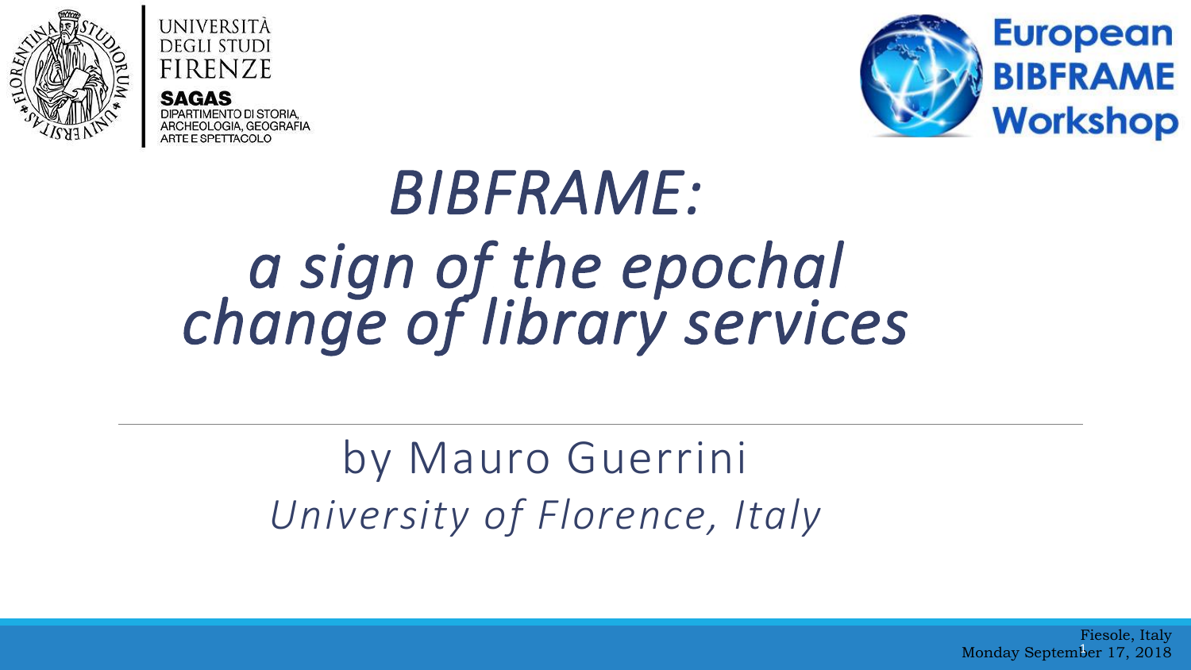UNIVERSITÀ DEGLI STUDI FIRENZE

**SAGAS**

DIPARTIMENTO DI STORIA, ARCHEOLOGIA, GEOGRAFIA ARTE E SPETTACOLO

**European BIBFRAME Workshop**

# *BIBFRAME: a sign of the epochal change of library services*

by Mauro Guerrini

*University of Florence, Italy*

Fiesole, Italy
Monday September 17, 2018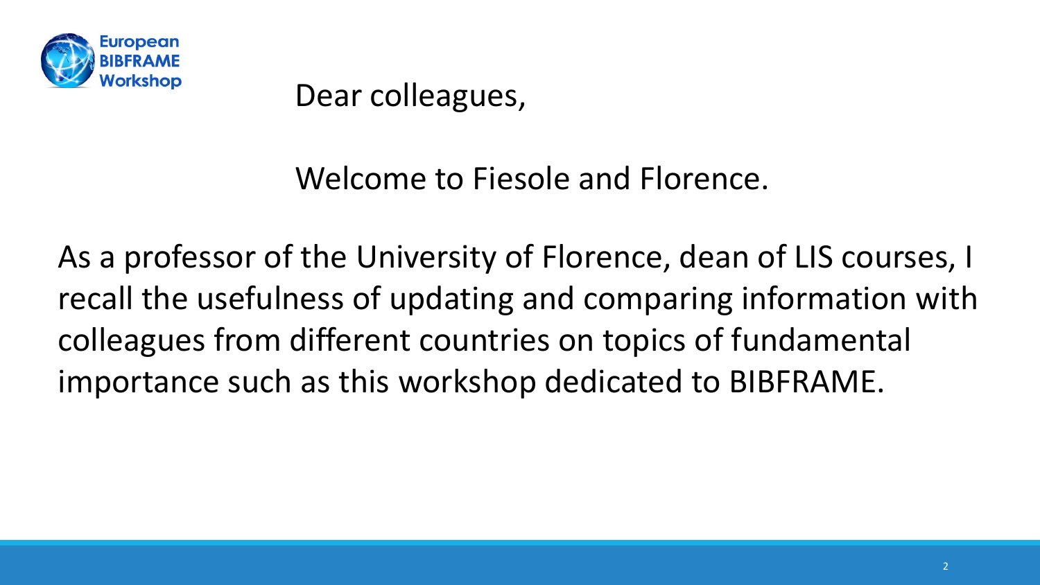Dear colleagues,

Welcome to Fiesole and Florence.

As a professor of the University of Florence, dean of LIS courses, I recall the usefulness of updating and comparing information with colleagues from different countries on topics of fundamental importance such as this workshop dedicated to BIBFRAME.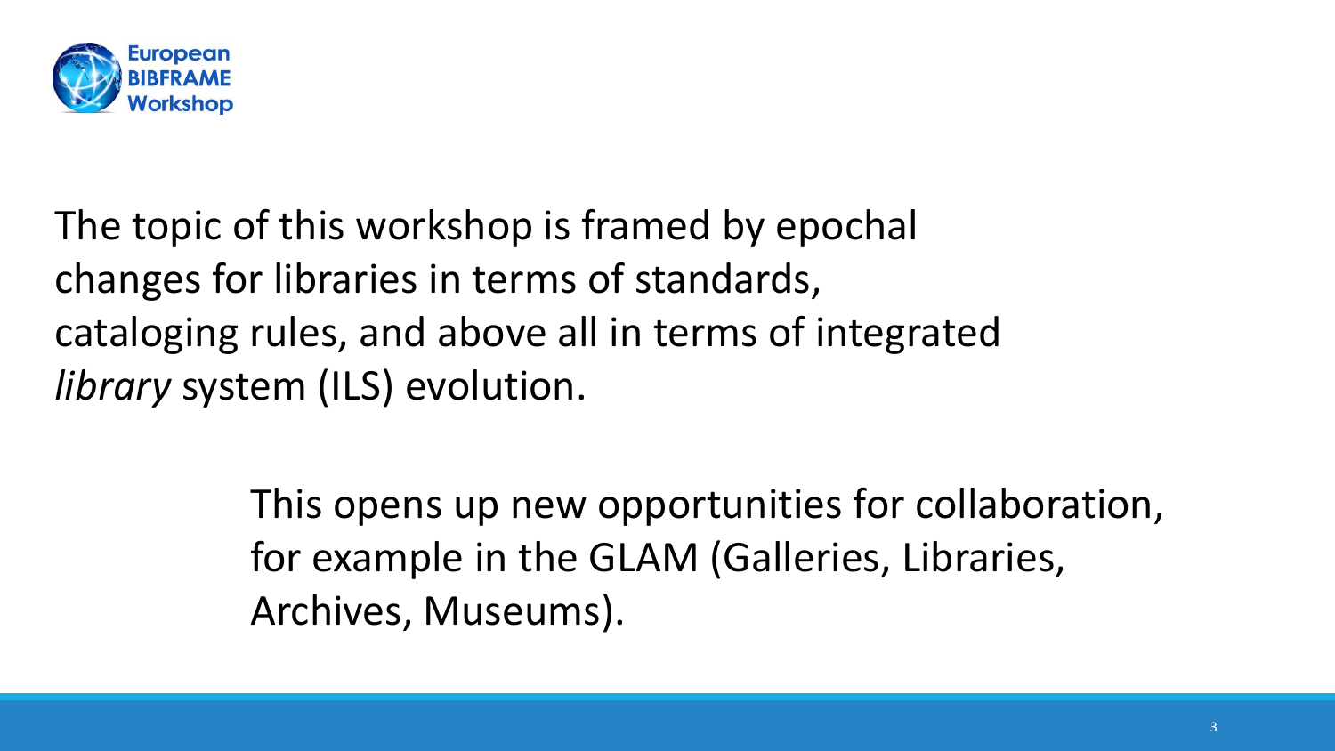The topic of this workshop is framed by epochal changes for libraries in terms of standards, cataloging rules, and above all in terms of integrated *library* system (ILS) evolution.

This opens up new opportunities for collaboration, for example in the GLAM (Galleries, Libraries, Archives, Museums).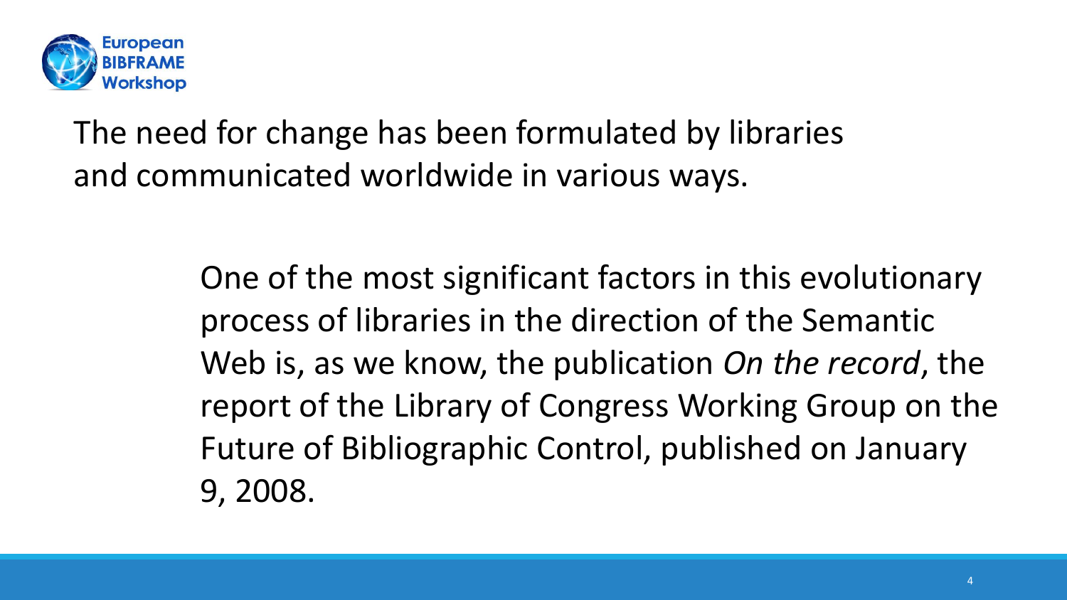The need for change has been formulated by libraries and communicated worldwide in various ways.

One of the most significant factors in this evolutionary process of libraries in the direction of the Semantic Web is, as we know, the publication *On the record*, the report of the Library of Congress Working Group on the Future of Bibliographic Control, published on January 9, 2008.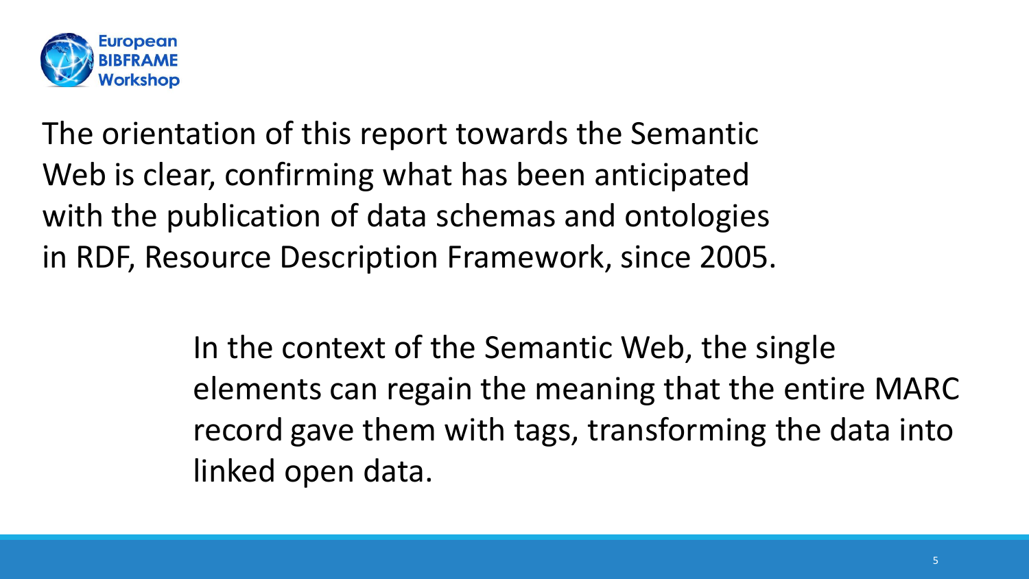The orientation of this report towards the Semantic Web is clear, confirming what has been anticipated with the publication of data schemas and ontologies in RDF, Resource Description Framework, since 2005.

In the context of the Semantic Web, the single elements can regain the meaning that the entire MARC record gave them with tags, transforming the data into linked open data.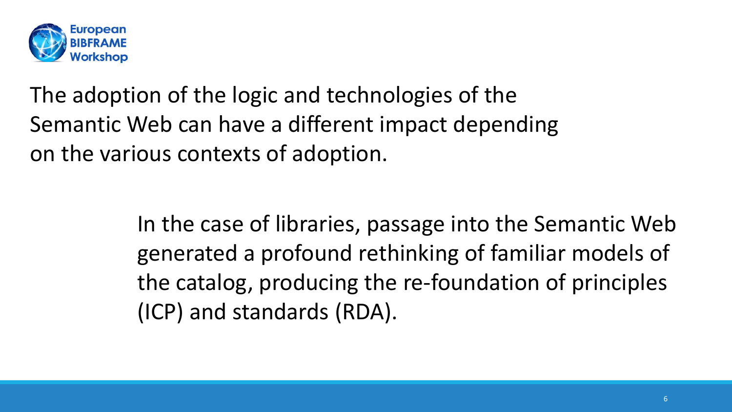The adoption of the logic and technologies of the Semantic Web can have a different impact depending on the various contexts of adoption.

In the case of libraries, passage into the Semantic Web generated a profound rethinking of familiar models of the catalog, producing the re-foundation of principles (ICP) and standards (RDA).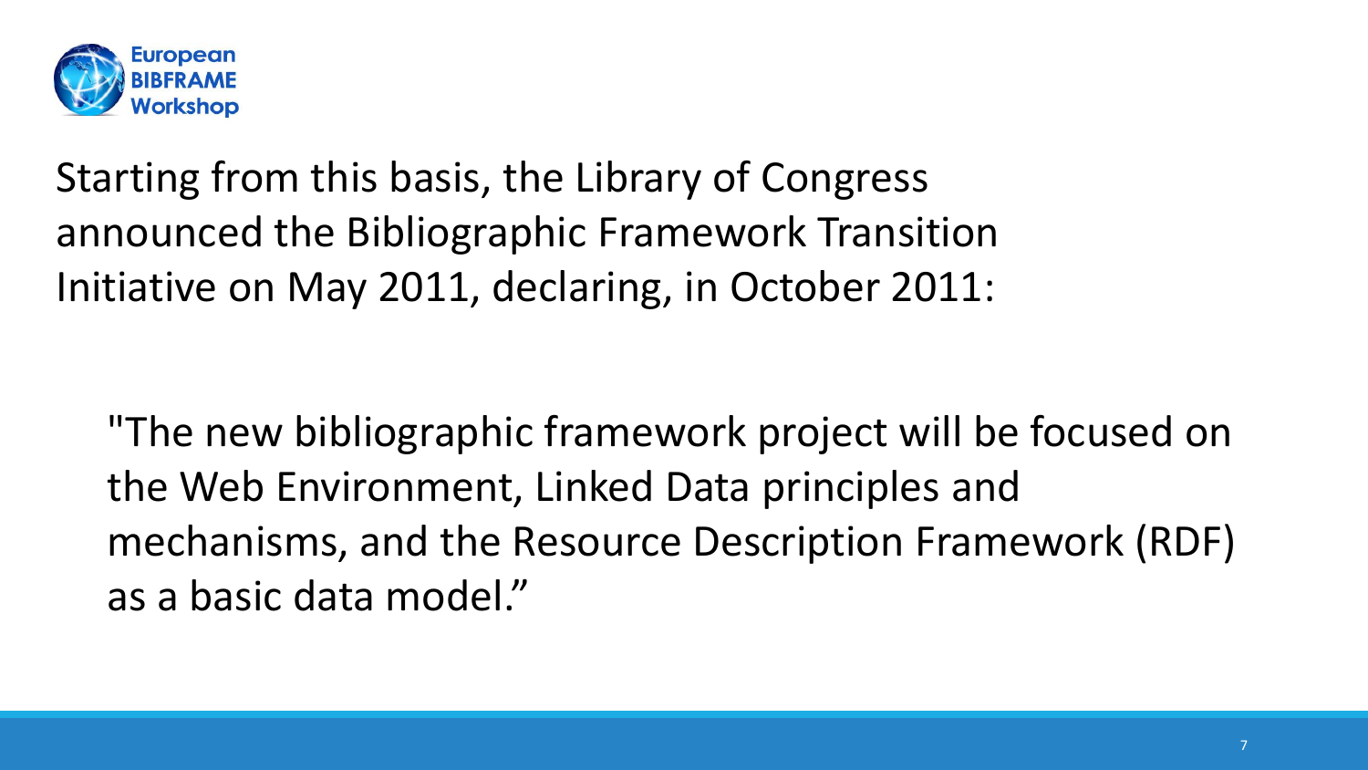Starting from this basis, the Library of Congress announced the Bibliographic Framework Transition Initiative on May 2011, declaring, in October 2011:

> "The new bibliographic framework project will be focused on the Web Environment, Linked Data principles and mechanisms, and the Resource Description Framework (RDF) as a basic data model."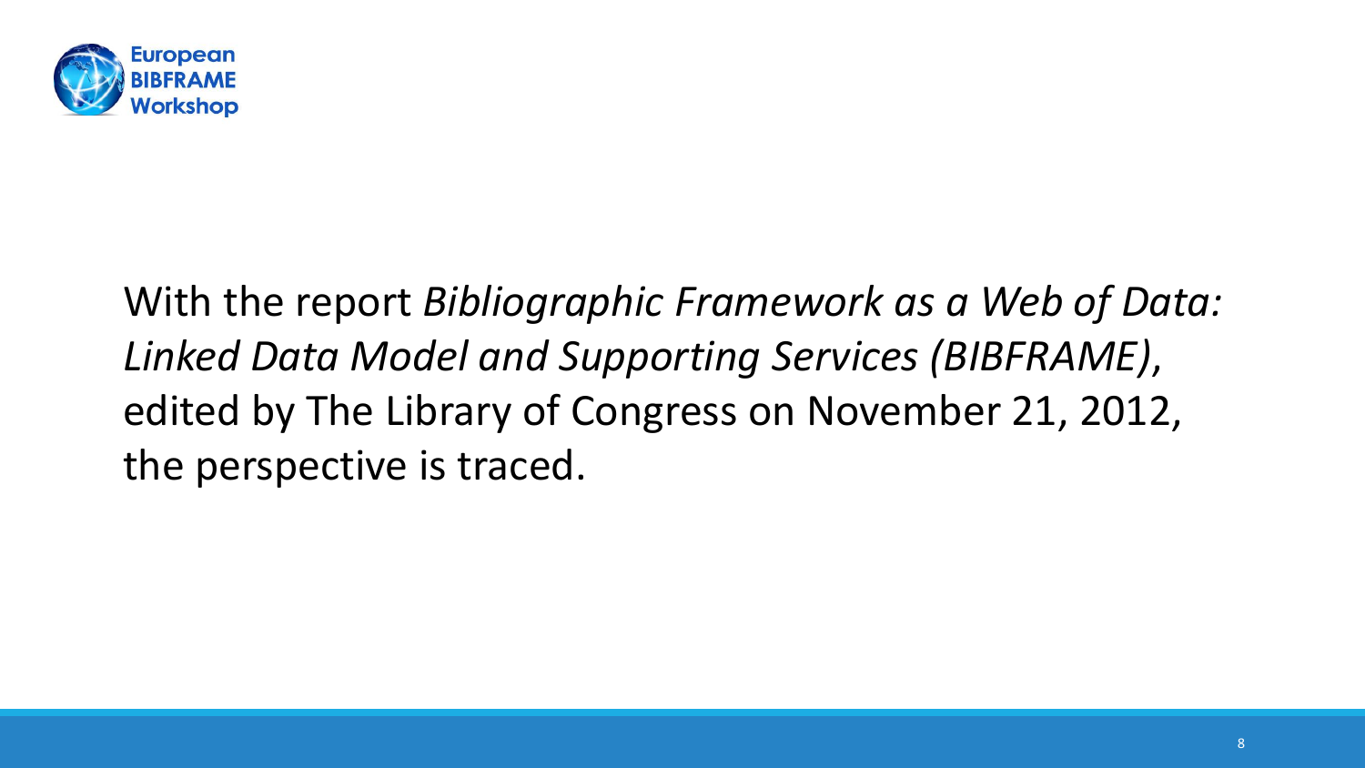With the report *Bibliographic Framework as a Web of Data: Linked Data Model and Supporting Services (BIBFRAME)*, edited by The Library of Congress on November 21, 2012, the perspective is traced.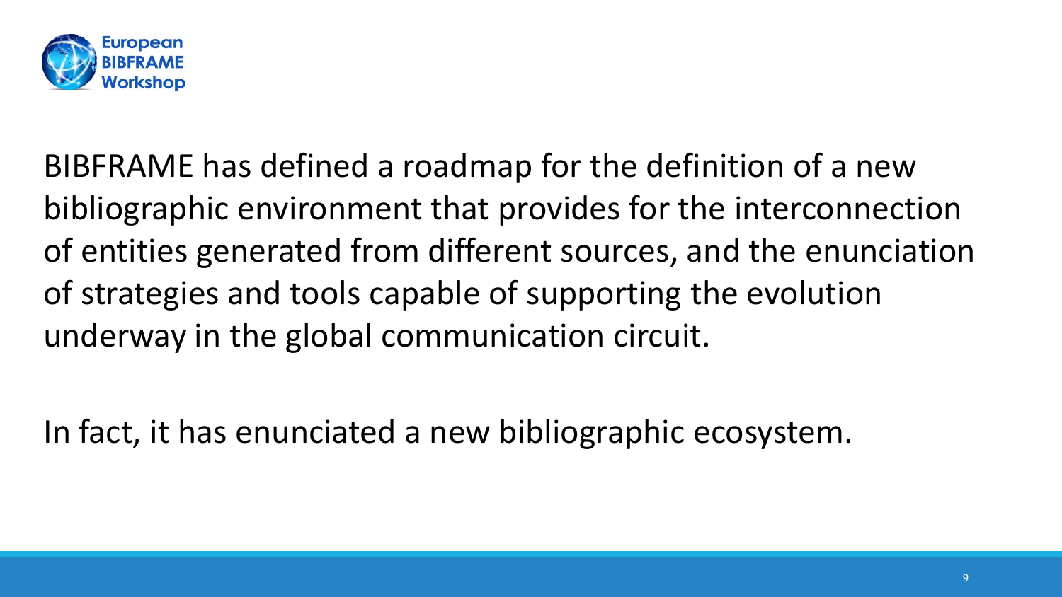BIBFRAME has defined a roadmap for the definition of a new bibliographic environment that provides for the interconnection of entities generated from different sources, and the enunciation of strategies and tools capable of supporting the evolution underway in the global communication circuit.

In fact, it has enunciated a new bibliographic ecosystem.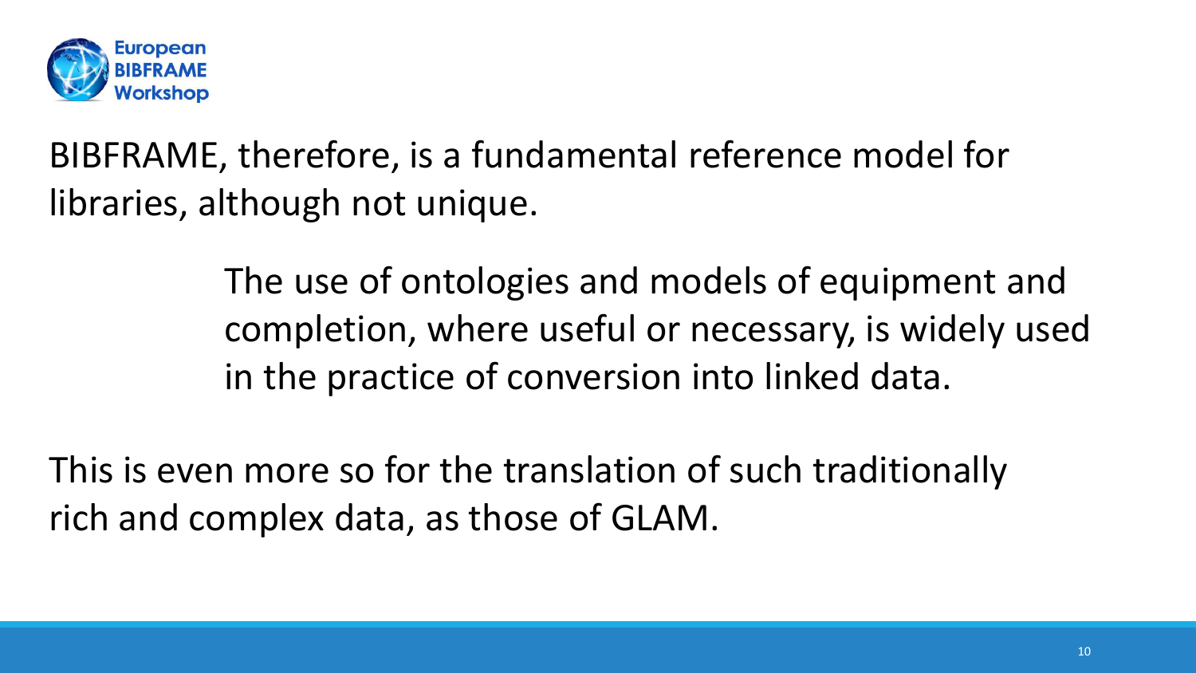BIBFRAME, therefore, is a fundamental reference model for libraries, although not unique.

> The use of ontologies and models of equipment and completion, where useful or necessary, is widely used in the practice of conversion into linked data.

This is even more so for the translation of such traditionally rich and complex data, as those of GLAM.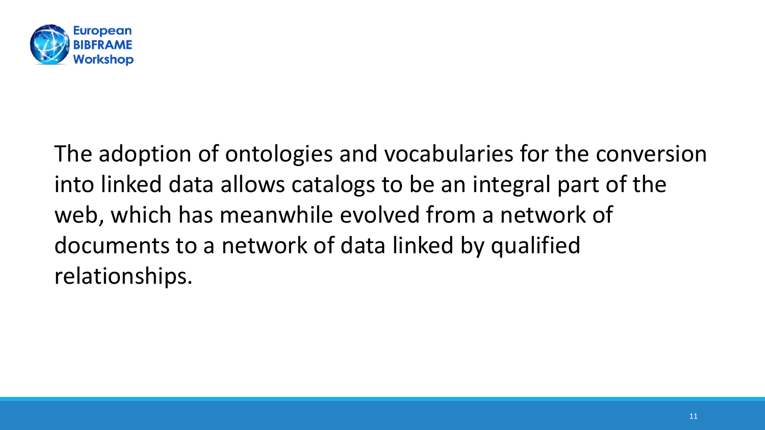The adoption of ontologies and vocabularies for the conversion into linked data allows catalogs to be an integral part of the web, which has meanwhile evolved from a network of documents to a network of data linked by qualified relationships.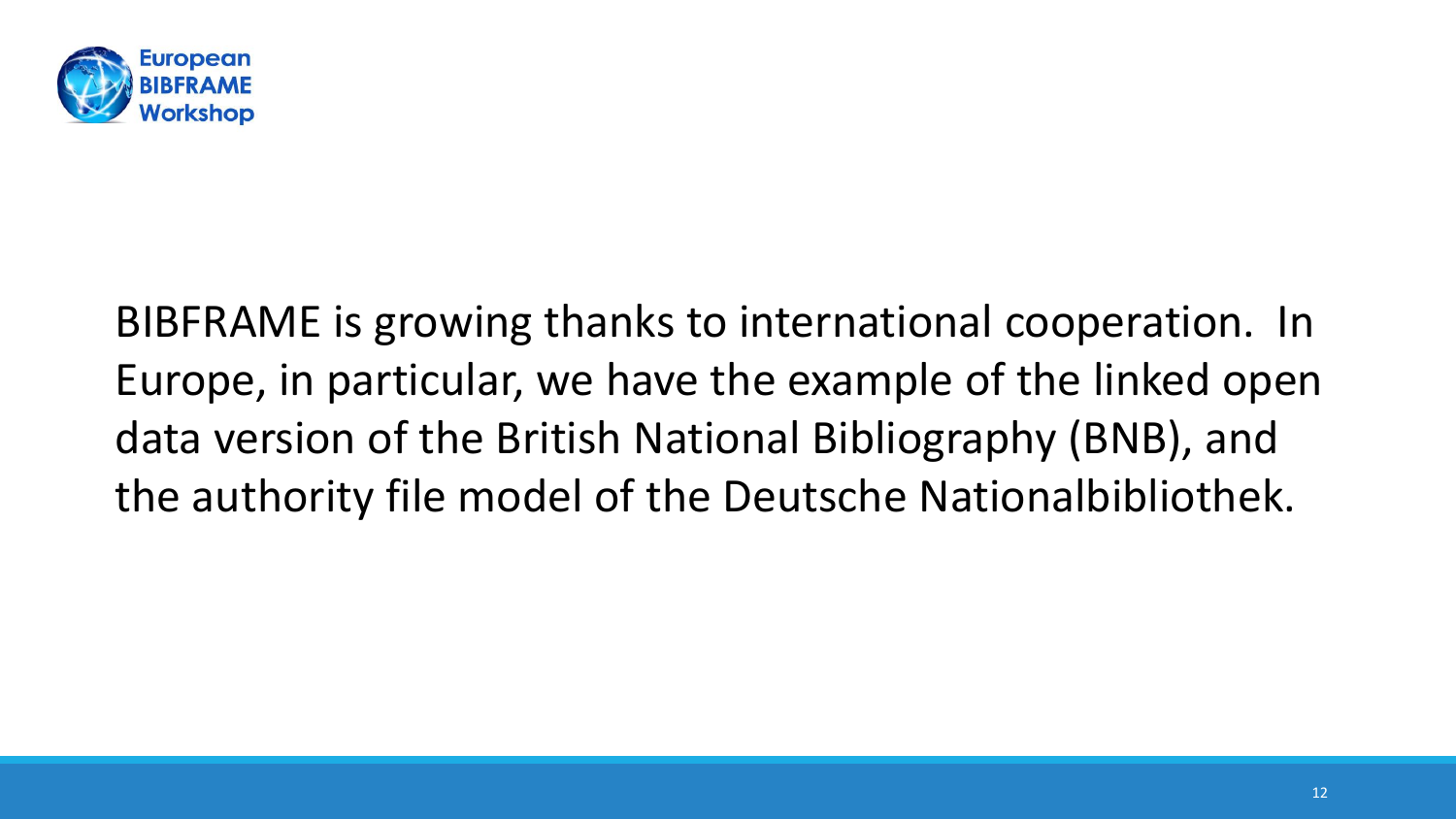BIBFRAME is growing thanks to international cooperation. In Europe, in particular, we have the example of the linked open data version of the British National Bibliography (BNB), and the authority file model of the Deutsche Nationalbibliothek.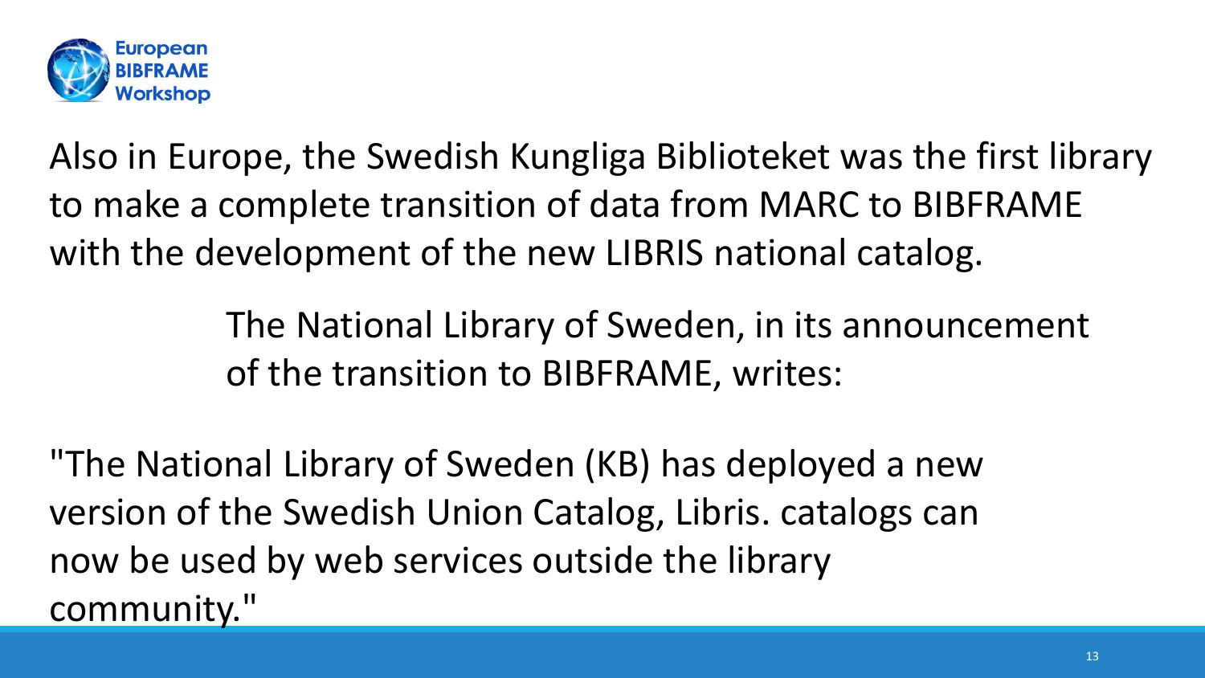Also in Europe, the Swedish Kungliga Biblioteket was the first library to make a complete transition of data from MARC to BIBFRAME with the development of the new LIBRIS national catalog.

The National Library of Sweden, in its announcement of the transition to BIBFRAME, writes:

"The National Library of Sweden (KB) has deployed a new version of the Swedish Union Catalog, Libris. catalogs can now be used by web services outside the library community."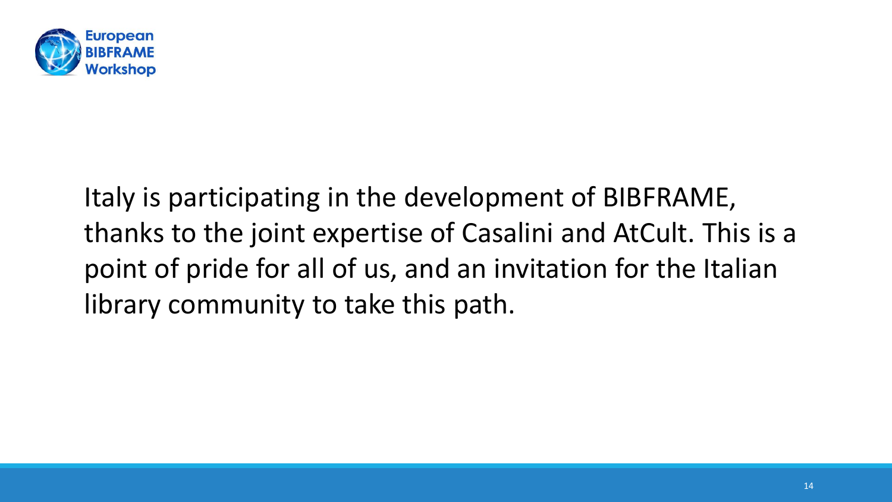Italy is participating in the development of BIBFRAME, thanks to the joint expertise of Casalini and AtCult. This is a point of pride for all of us, and an invitation for the Italian library community to take this path.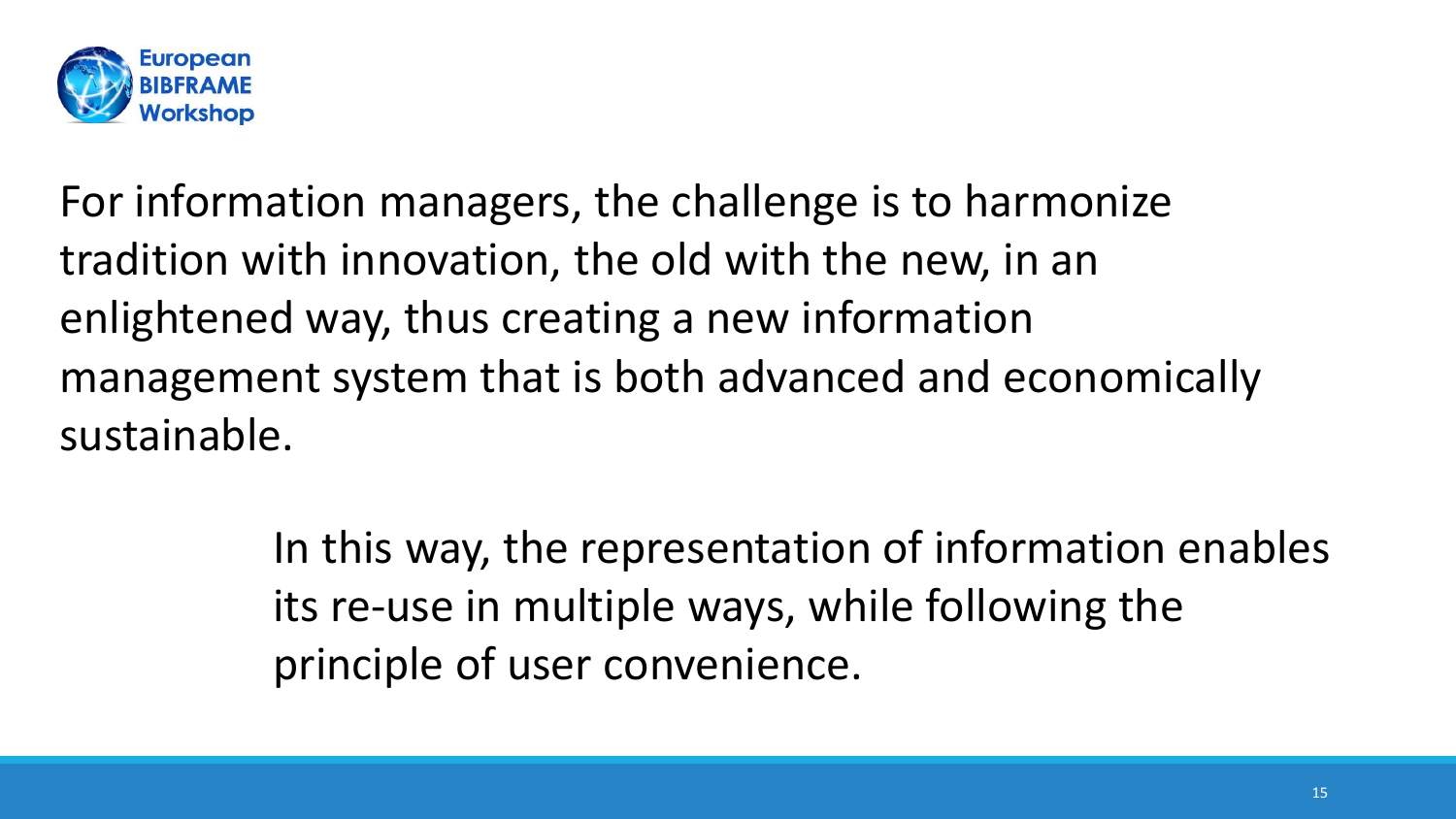For information managers, the challenge is to harmonize tradition with innovation, the old with the new, in an enlightened way, thus creating a new information management system that is both advanced and economically sustainable.

In this way, the representation of information enables its re-use in multiple ways, while following the principle of user convenience.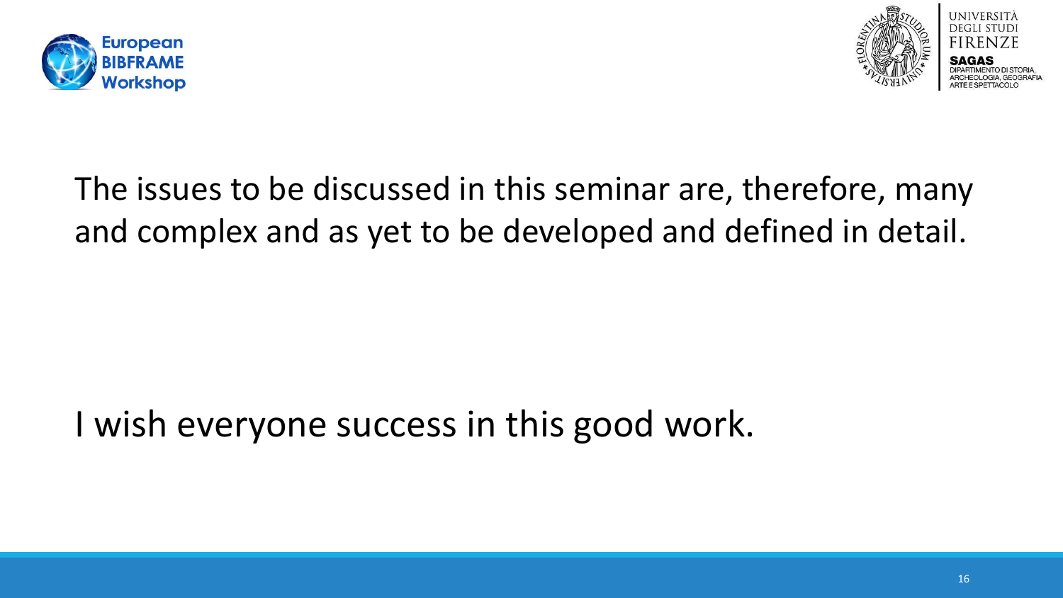The issues to be discussed in this seminar are, therefore, many and complex and as yet to be developed and defined in detail.

I wish everyone success in this good work.